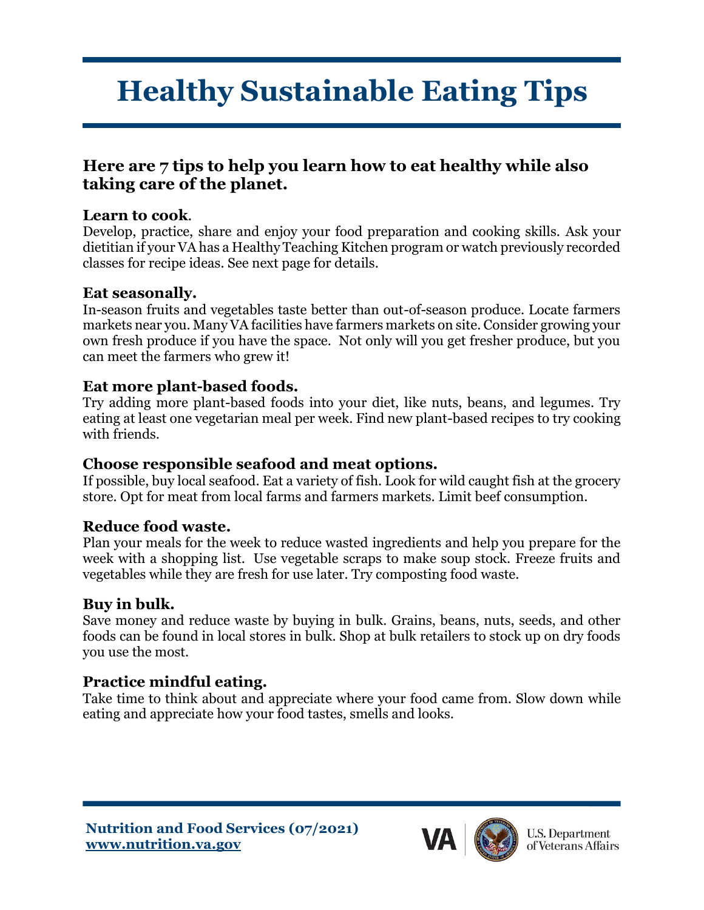# Healthy Sustainable Eating Tips

## Here are 7 tips to help you learn how to eat healthy while also taking care of the planet.

### Learn to cook.

Develop, practice, share and enjoy your food preparation and cooking skills. Ask your dietitian if your VA has a Healthy Teaching Kitchen program or watch previously recorded classes for recipe ideas. See next page for details.

### Eat seasonally.

In-season fruits and vegetables taste better than out-of-season produce. Locate farmers markets near you. Many VA facilities have farmers markets on site. Consider growing your own fresh produce if you have the space. Not only will you get fresher produce, but you can meet the farmers who grew it!

### Eat more plant-based foods.

Try adding more plant-based foods into your diet, like nuts, beans, and legumes. Try eating at least one vegetarian meal per week. Find new plant-based recipes to try cooking with friends.

### Choose responsible seafood and meat options.

If possible, buy local seafood. Eat a variety of fish. Look for wild caught fish at the grocery store. Opt for meat from local farms and farmers markets. Limit beef consumption.

### Reduce food waste.

Plan your meals for the week to reduce wasted ingredients and help you prepare for the week with a shopping list. Use vegetable scraps to make soup stock. Freeze fruits and vegetables while they are fresh for use later. Try composting food waste.

### Buy in bulk.

Save money and reduce waste by buying in bulk. Grains, beans, nuts, seeds, and other foods can be found in local stores in bulk. Shop at bulk retailers to stock up on dry foods you use the most.

### Practice mindful eating.

Take time to think about and appreciate where your food came from. Slow down while eating and appreciate how your food tastes, smells and looks.

**Nutrition and Food Services (07/2021)**
**www.nutrition.va.gov**

VA | U.S. Department of Veterans Affairs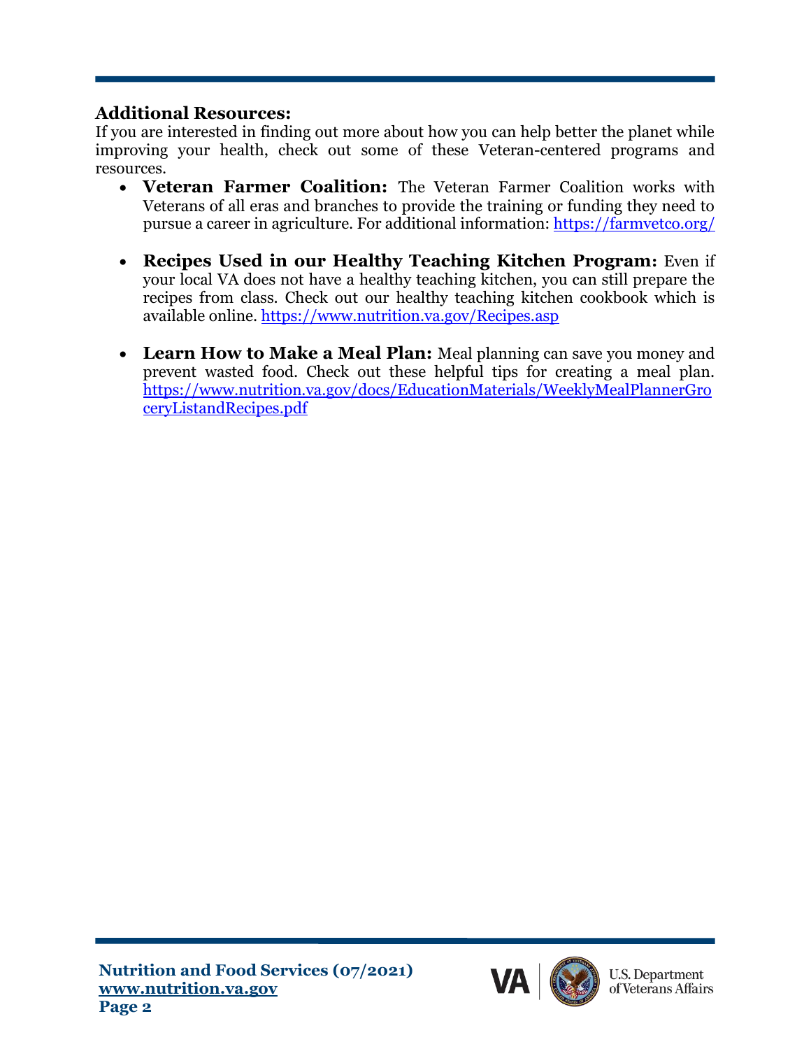## Additional Resources:

If you are interested in finding out more about how you can help better the planet while improving your health, check out some of these Veteran-centered programs and resources.

- **Veteran Farmer Coalition:** The Veteran Farmer Coalition works with Veterans of all eras and branches to provide the training or funding they need to pursue a career in agriculture. For additional information: https://farmvetco.org/

- **Recipes Used in our Healthy Teaching Kitchen Program:** Even if your local VA does not have a healthy teaching kitchen, you can still prepare the recipes from class. Check out our healthy teaching kitchen cookbook which is available online. https://www.nutrition.va.gov/Recipes.asp

- **Learn How to Make a Meal Plan:** Meal planning can save you money and prevent wasted food. Check out these helpful tips for creating a meal plan. https://www.nutrition.va.gov/docs/EducationMaterials/WeeklyMealPlannerGroceryListandRecipes.pdf